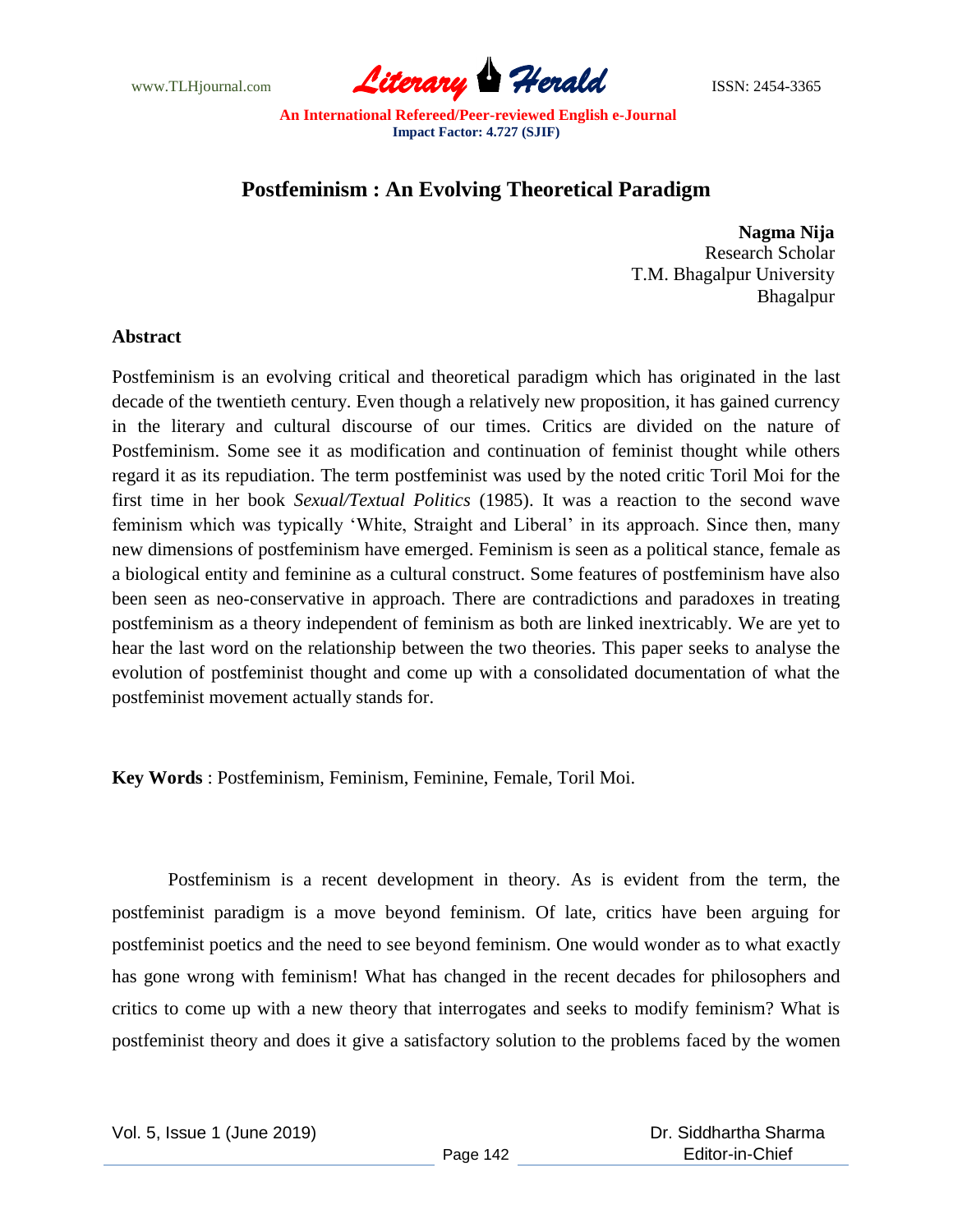# Postfeminism : An Evolving Theoretical Paradigm

**Nagma Nija**
Research Scholar
T.M. Bhagalpur University
Bhagalpur

## Abstract

Postfeminism is an evolving critical and theoretical paradigm which has originated in the last decade of the twentieth century. Even though a relatively new proposition, it has gained currency in the literary and cultural discourse of our times. Critics are divided on the nature of Postfeminism. Some see it as modification and continuation of feminist thought while others regard it as its repudiation. The term postfeminist was used by the noted critic Toril Moi for the first time in her book *Sexual/Textual Politics* (1985). It was a reaction to the second wave feminism which was typically 'White, Straight and Liberal' in its approach. Since then, many new dimensions of postfeminism have emerged. Feminism is seen as a political stance, female as a biological entity and feminine as a cultural construct. Some features of postfeminism have also been seen as neo-conservative in approach. There are contradictions and paradoxes in treating postfeminism as a theory independent of feminism as both are linked inextricably. We are yet to hear the last word on the relationship between the two theories. This paper seeks to analyse the evolution of postfeminist thought and come up with a consolidated documentation of what the postfeminist movement actually stands for.

**Key Words** : Postfeminism, Feminism, Feminine, Female, Toril Moi.

Postfeminism is a recent development in theory. As is evident from the term, the postfeminist paradigm is a move beyond feminism. Of late, critics have been arguing for postfeminist poetics and the need to see beyond feminism. One would wonder as to what exactly has gone wrong with feminism! What has changed in the recent decades for philosophers and critics to come up with a new theory that interrogates and seeks to modify feminism? What is postfeminist theory and does it give a satisfactory solution to the problems faced by the women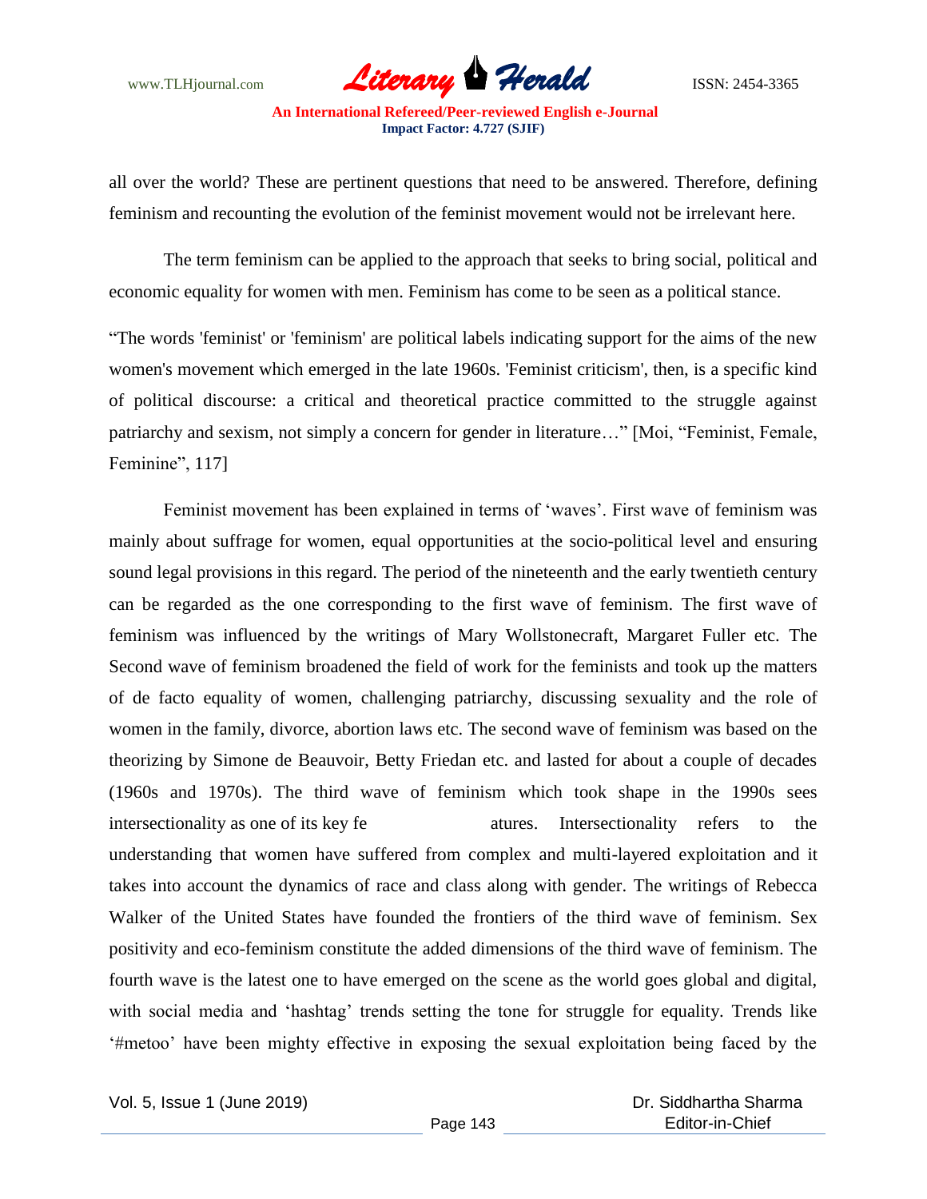all over the world? These are pertinent questions that need to be answered. Therefore, defining feminism and recounting the evolution of the feminist movement would not be irrelevant here.

The term feminism can be applied to the approach that seeks to bring social, political and economic equality for women with men. Feminism has come to be seen as a political stance.

"The words 'feminist' or 'feminism' are political labels indicating support for the aims of the new women's movement which emerged in the late 1960s. 'Feminist criticism', then, is a specific kind of political discourse: a critical and theoretical practice committed to the struggle against patriarchy and sexism, not simply a concern for gender in literature…" [Moi, "Feminist, Female, Feminine", 117]

Feminist movement has been explained in terms of 'waves'. First wave of feminism was mainly about suffrage for women, equal opportunities at the socio-political level and ensuring sound legal provisions in this regard. The period of the nineteenth and the early twentieth century can be regarded as the one corresponding to the first wave of feminism. The first wave of feminism was influenced by the writings of Mary Wollstonecraft, Margaret Fuller etc. The Second wave of feminism broadened the field of work for the feminists and took up the matters of de facto equality of women, challenging patriarchy, discussing sexuality and the role of women in the family, divorce, abortion laws etc. The second wave of feminism was based on the theorizing by Simone de Beauvoir, Betty Friedan etc. and lasted for about a couple of decades (1960s and 1970s). The third wave of feminism which took shape in the 1990s sees intersectionality as one of its key features. Intersectionality refers to the understanding that women have suffered from complex and multi-layered exploitation and it takes into account the dynamics of race and class along with gender. The writings of Rebecca Walker of the United States have founded the frontiers of the third wave of feminism. Sex positivity and eco-feminism constitute the added dimensions of the third wave of feminism. The fourth wave is the latest one to have emerged on the scene as the world goes global and digital, with social media and 'hashtag' trends setting the tone for struggle for equality. Trends like '#metoo' have been mighty effective in exposing the sexual exploitation being faced by the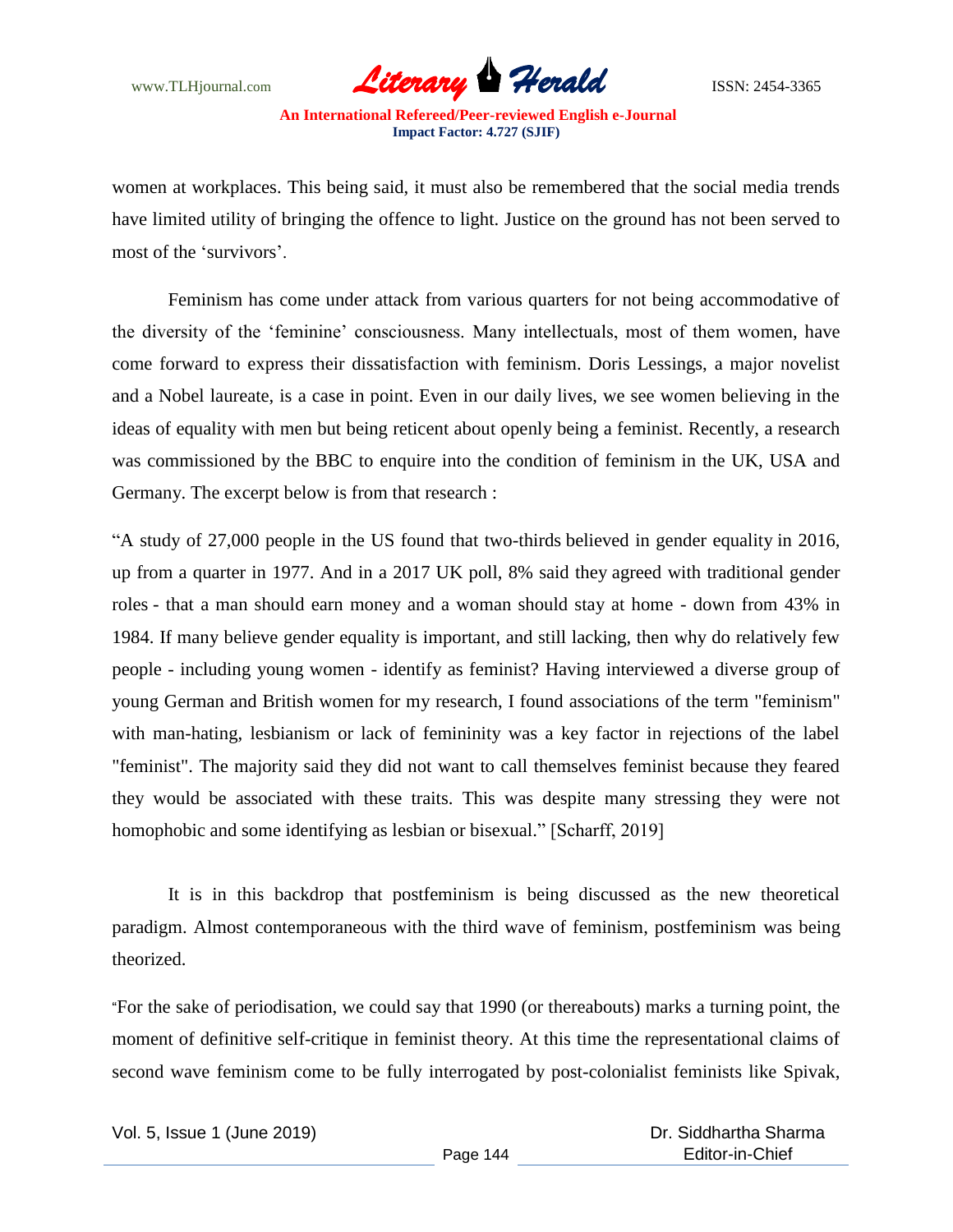women at workplaces. This being said, it must also be remembered that the social media trends have limited utility of bringing the offence to light. Justice on the ground has not been served to most of the 'survivors'.

Feminism has come under attack from various quarters for not being accommodative of the diversity of the 'feminine' consciousness. Many intellectuals, most of them women, have come forward to express their dissatisfaction with feminism. Doris Lessings, a major novelist and a Nobel laureate, is a case in point. Even in our daily lives, we see women believing in the ideas of equality with men but being reticent about openly being a feminist. Recently, a research was commissioned by the BBC to enquire into the condition of feminism in the UK, USA and Germany. The excerpt below is from that research :

"A study of 27,000 people in the US found that two-thirds believed in gender equality in 2016, up from a quarter in 1977. And in a 2017 UK poll, 8% said they agreed with traditional gender roles - that a man should earn money and a woman should stay at home - down from 43% in 1984. If many believe gender equality is important, and still lacking, then why do relatively few people - including young women - identify as feminist? Having interviewed a diverse group of young German and British women for my research, I found associations of the term "feminism" with man-hating, lesbianism or lack of femininity was a key factor in rejections of the label "feminist". The majority said they did not want to call themselves feminist because they feared they would be associated with these traits. This was despite many stressing they were not homophobic and some identifying as lesbian or bisexual." [Scharff, 2019]

It is in this backdrop that postfeminism is being discussed as the new theoretical paradigm. Almost contemporaneous with the third wave of feminism, postfeminism was being theorized.

"For the sake of periodisation, we could say that 1990 (or thereabouts) marks a turning point, the moment of definitive self-critique in feminist theory. At this time the representational claims of second wave feminism come to be fully interrogated by post-colonialist feminists like Spivak,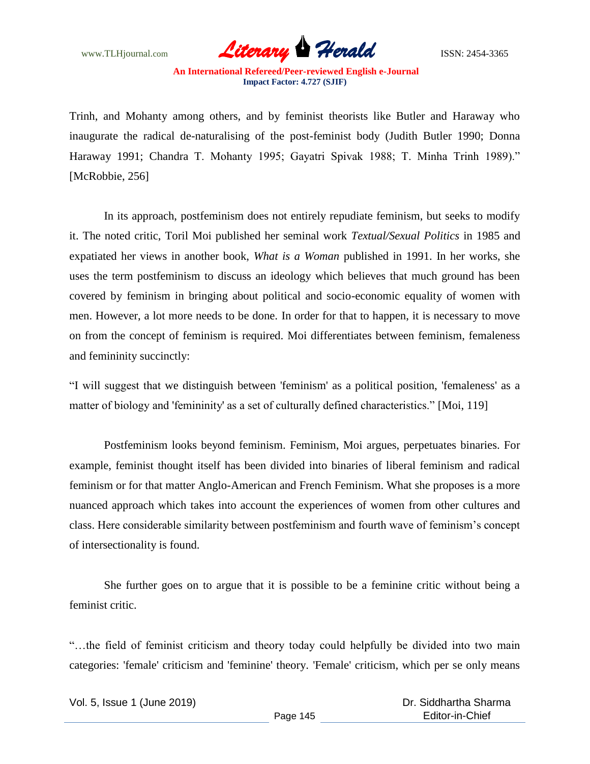Trinh, and Mohanty among others, and by feminist theorists like Butler and Haraway who inaugurate the radical de-naturalising of the post-feminist body (Judith Butler 1990; Donna Haraway 1991; Chandra T. Mohanty 1995; Gayatri Spivak 1988; T. Minha Trinh 1989)." [McRobbie, 256]

In its approach, postfeminism does not entirely repudiate feminism, but seeks to modify it. The noted critic, Toril Moi published her seminal work *Textual/Sexual Politics* in 1985 and expatiated her views in another book, *What is a Woman* published in 1991. In her works, she uses the term postfeminism to discuss an ideology which believes that much ground has been covered by feminism in bringing about political and socio-economic equality of women with men. However, a lot more needs to be done. In order for that to happen, it is necessary to move on from the concept of feminism is required. Moi differentiates between feminism, femaleness and femininity succinctly:

"I will suggest that we distinguish between 'feminism' as a political position, 'femaleness' as a matter of biology and 'femininity' as a set of culturally defined characteristics." [Moi, 119]

Postfeminism looks beyond feminism. Feminism, Moi argues, perpetuates binaries. For example, feminist thought itself has been divided into binaries of liberal feminism and radical feminism or for that matter Anglo-American and French Feminism. What she proposes is a more nuanced approach which takes into account the experiences of women from other cultures and class. Here considerable similarity between postfeminism and fourth wave of feminism's concept of intersectionality is found.

She further goes on to argue that it is possible to be a feminine critic without being a feminist critic.

"…the field of feminist criticism and theory today could helpfully be divided into two main categories: 'female' criticism and 'feminine' theory. 'Female' criticism, which per se only means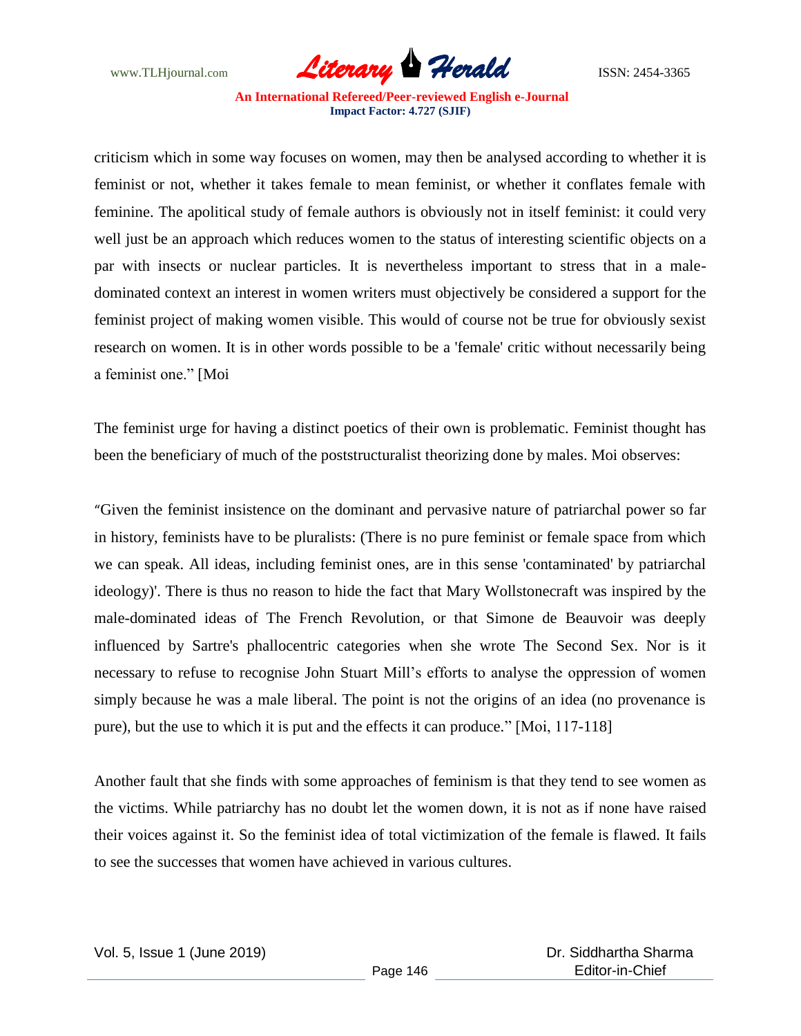criticism which in some way focuses on women, may then be analysed according to whether it is feminist or not, whether it takes female to mean feminist, or whether it conflates female with feminine. The apolitical study of female authors is obviously not in itself feminist: it could very well just be an approach which reduces women to the status of interesting scientific objects on a par with insects or nuclear particles. It is nevertheless important to stress that in a male-dominated context an interest in women writers must objectively be considered a support for the feminist project of making women visible. This would of course not be true for obviously sexist research on women. It is in other words possible to be a 'female' critic without necessarily being a feminist one." [Moi

The feminist urge for having a distinct poetics of their own is problematic. Feminist thought has been the beneficiary of much of the poststructuralist theorizing done by males. Moi observes:

"Given the feminist insistence on the dominant and pervasive nature of patriarchal power so far in history, feminists have to be pluralists: (There is no pure feminist or female space from which we can speak. All ideas, including feminist ones, are in this sense 'contaminated' by patriarchal ideology)'. There is thus no reason to hide the fact that Mary Wollstonecraft was inspired by the male-dominated ideas of The French Revolution, or that Simone de Beauvoir was deeply influenced by Sartre's phallocentric categories when she wrote The Second Sex. Nor is it necessary to refuse to recognise John Stuart Mill's efforts to analyse the oppression of women simply because he was a male liberal. The point is not the origins of an idea (no provenance is pure), but the use to which it is put and the effects it can produce." [Moi, 117-118]

Another fault that she finds with some approaches of feminism is that they tend to see women as the victims. While patriarchy has no doubt let the women down, it is not as if none have raised their voices against it. So the feminist idea of total victimization of the female is flawed. It fails to see the successes that women have achieved in various cultures.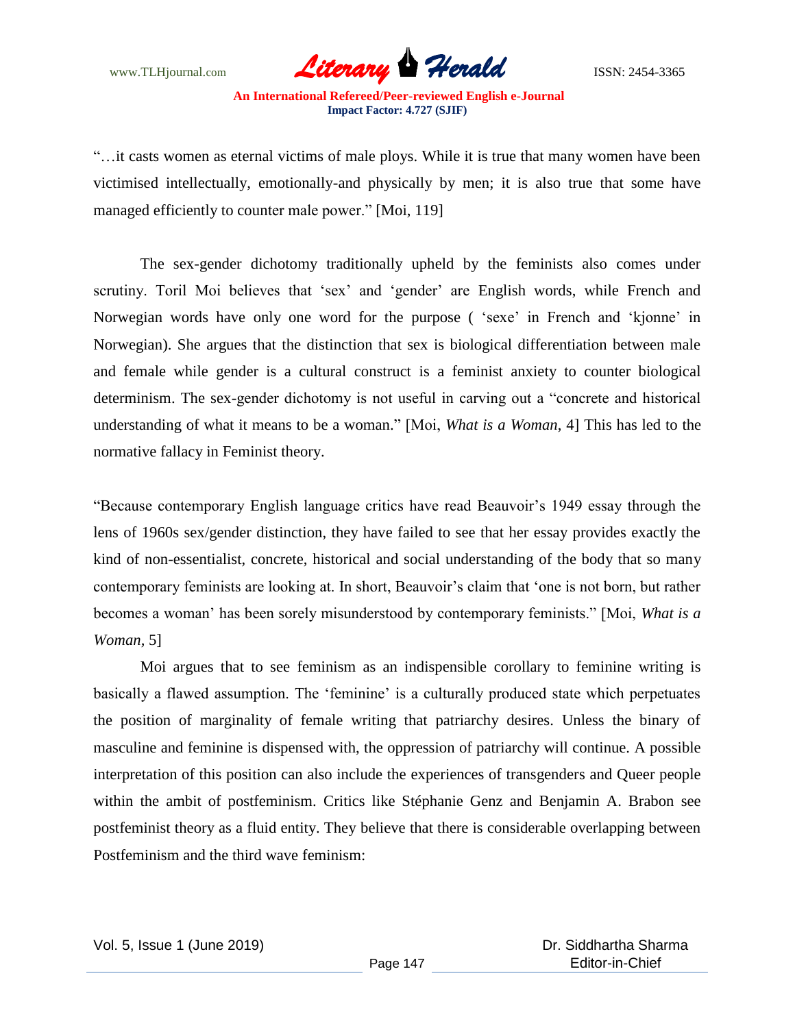"…it casts women as eternal victims of male ploys. While it is true that many women have been victimised intellectually, emotionally-and physically by men; it is also true that some have managed efficiently to counter male power." [Moi, 119]

The sex-gender dichotomy traditionally upheld by the feminists also comes under scrutiny. Toril Moi believes that 'sex' and 'gender' are English words, while French and Norwegian words have only one word for the purpose ( 'sexe' in French and 'kjonne' in Norwegian). She argues that the distinction that sex is biological differentiation between male and female while gender is a cultural construct is a feminist anxiety to counter biological determinism. The sex-gender dichotomy is not useful in carving out a "concrete and historical understanding of what it means to be a woman." [Moi, *What is a Woman*, 4] This has led to the normative fallacy in Feminist theory.

"Because contemporary English language critics have read Beauvoir's 1949 essay through the lens of 1960s sex/gender distinction, they have failed to see that her essay provides exactly the kind of non-essentialist, concrete, historical and social understanding of the body that so many contemporary feminists are looking at. In short, Beauvoir's claim that 'one is not born, but rather becomes a woman' has been sorely misunderstood by contemporary feminists." [Moi, *What is a Woman,* 5]

Moi argues that to see feminism as an indispensible corollary to feminine writing is basically a flawed assumption. The 'feminine' is a culturally produced state which perpetuates the position of marginality of female writing that patriarchy desires. Unless the binary of masculine and feminine is dispensed with, the oppression of patriarchy will continue. A possible interpretation of this position can also include the experiences of transgenders and Queer people within the ambit of postfeminism. Critics like Stéphanie Genz and Benjamin A. Brabon see postfeminist theory as a fluid entity. They believe that there is considerable overlapping between Postfeminism and the third wave feminism: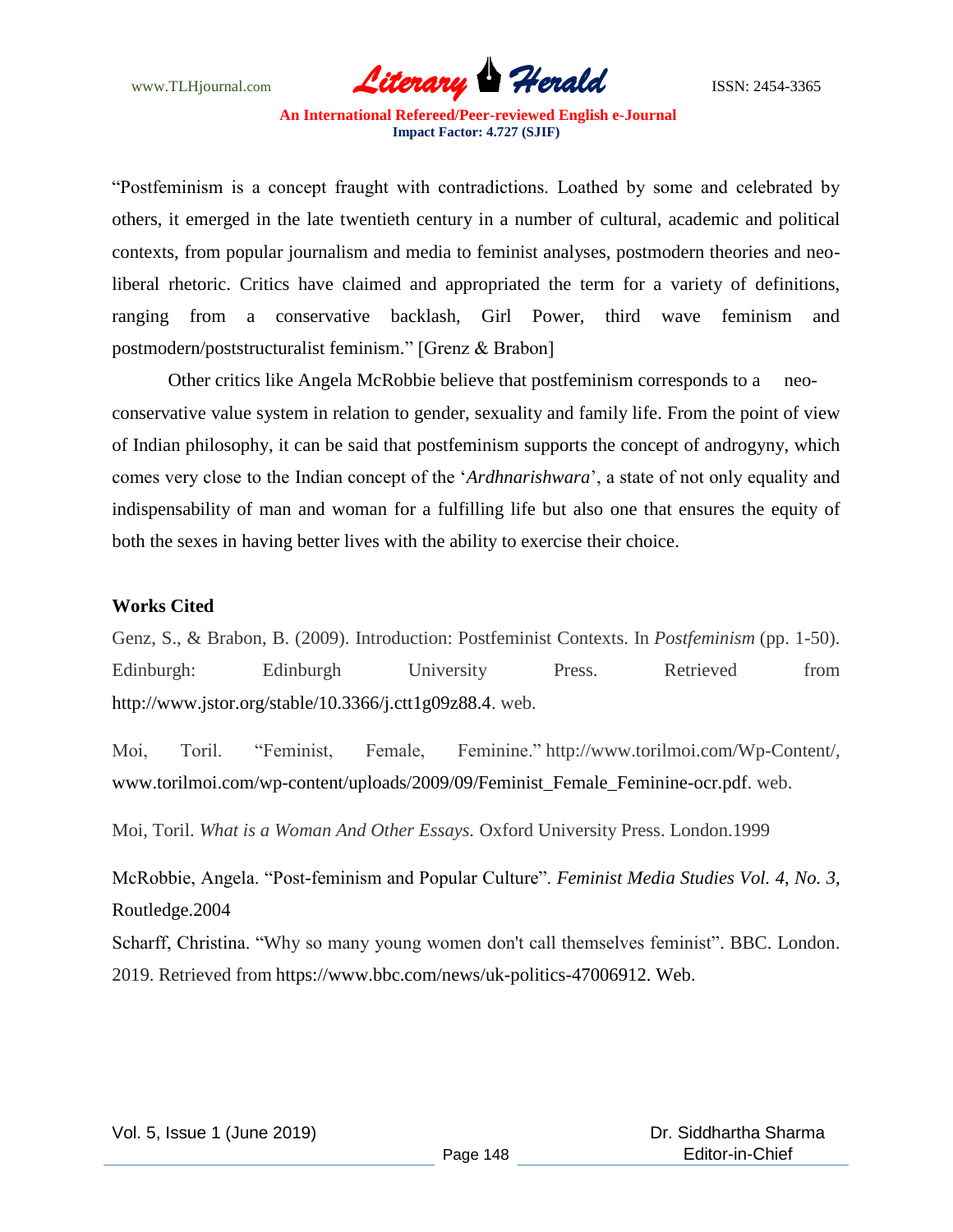"Postfeminism is a concept fraught with contradictions. Loathed by some and celebrated by others, it emerged in the late twentieth century in a number of cultural, academic and political contexts, from popular journalism and media to feminist analyses, postmodern theories and neo-liberal rhetoric. Critics have claimed and appropriated the term for a variety of definitions, ranging from a conservative backlash, Girl Power, third wave feminism and postmodern/poststructuralist feminism." [Grenz & Brabon]

Other critics like Angela McRobbie believe that postfeminism corresponds to a neo-conservative value system in relation to gender, sexuality and family life. From the point of view of Indian philosophy, it can be said that postfeminism supports the concept of androgyny, which comes very close to the Indian concept of the '*Ardhnarishwara*', a state of not only equality and indispensability of man and woman for a fulfilling life but also one that ensures the equity of both the sexes in having better lives with the ability to exercise their choice.

## Works Cited

Genz, S., & Brabon, B. (2009). Introduction: Postfeminist Contexts. In *Postfeminism* (pp. 1-50). Edinburgh: Edinburgh University Press. Retrieved from http://www.jstor.org/stable/10.3366/j.ctt1g09z88.4. web.

Moi, Toril. "Feminist, Female, Feminine." http://www.torilmoi.com/Wp-Content/, www.torilmoi.com/wp-content/uploads/2009/09/Feminist_Female_Feminine-ocr.pdf. web.

Moi, Toril. *What is a Woman And Other Essays.* Oxford University Press. London.1999

McRobbie, Angela. "Post-feminism and Popular Culture". *Feminist Media Studies Vol. 4, No. 3,* Routledge.2004

Scharff, Christina. "Why so many young women don't call themselves feminist". BBC. London. 2019. Retrieved from https://www.bbc.com/news/uk-politics-47006912. Web.